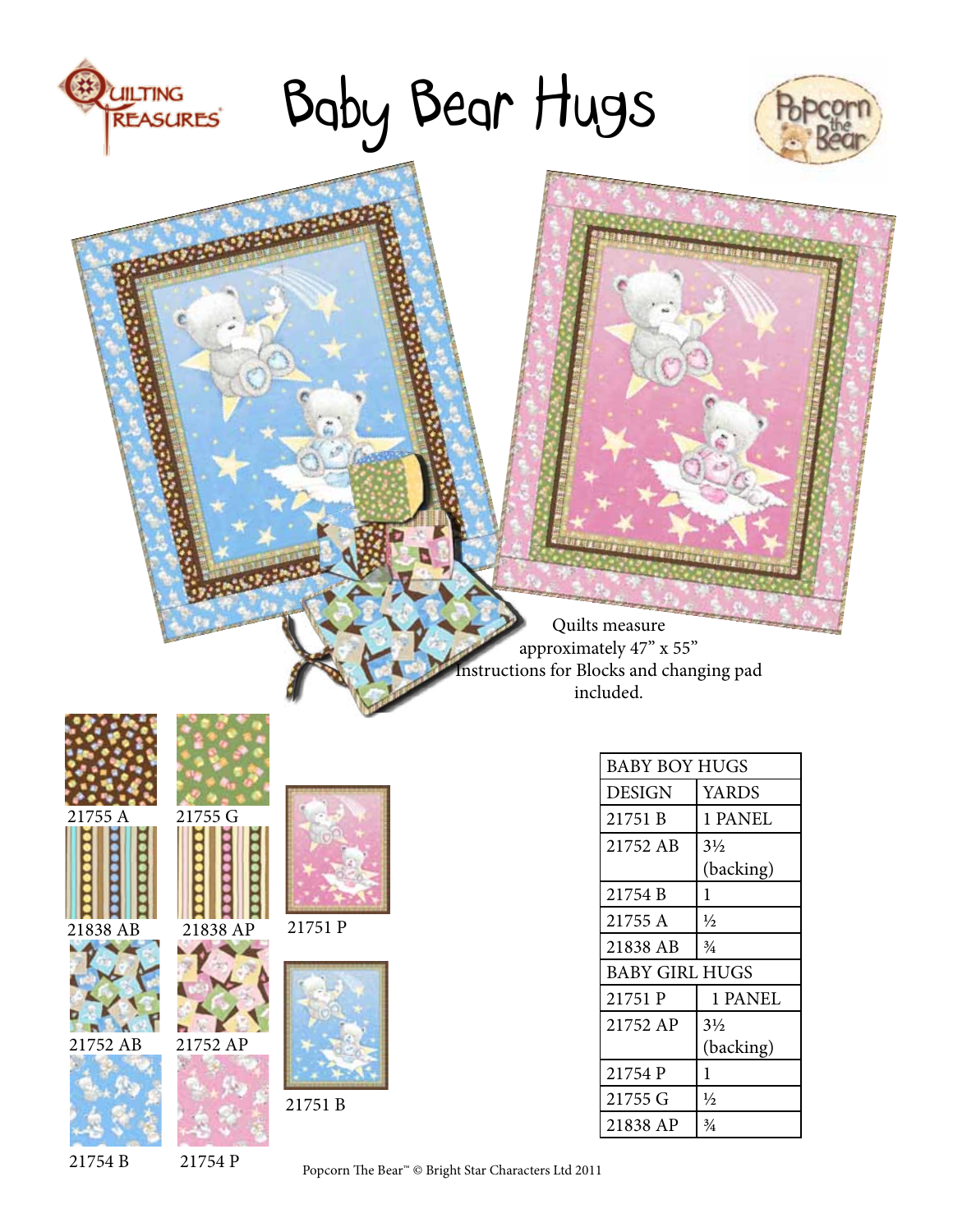# Baby Bear Hugs

Quilts measure approximately 47" x 55"
Instructions for Blocks and changing pad included.

21755 A

21755 G

21838 AB

21838 AP

21751 P

21752 AB

21752 AP

21751 B

21754 B

21754 P

| BABY BOY HUGS | |
|---|---|
| DESIGN | YARDS |
| 21751 B | 1 PANEL |
| 21752 AB | 3½ (backing) |
| 21754 B | 1 |
| 21755 A | ½ |
| 21838 AB | ¾ |
| BABY GIRL HUGS | |
| 21751 P | 1 PANEL |
| 21752 AP | 3½ (backing) |
| 21754 P | 1 |
| 21755 G | ½ |
| 21838 AP | ¾ |

Popcorn The Bear™ © Bright Star Characters Ltd 2011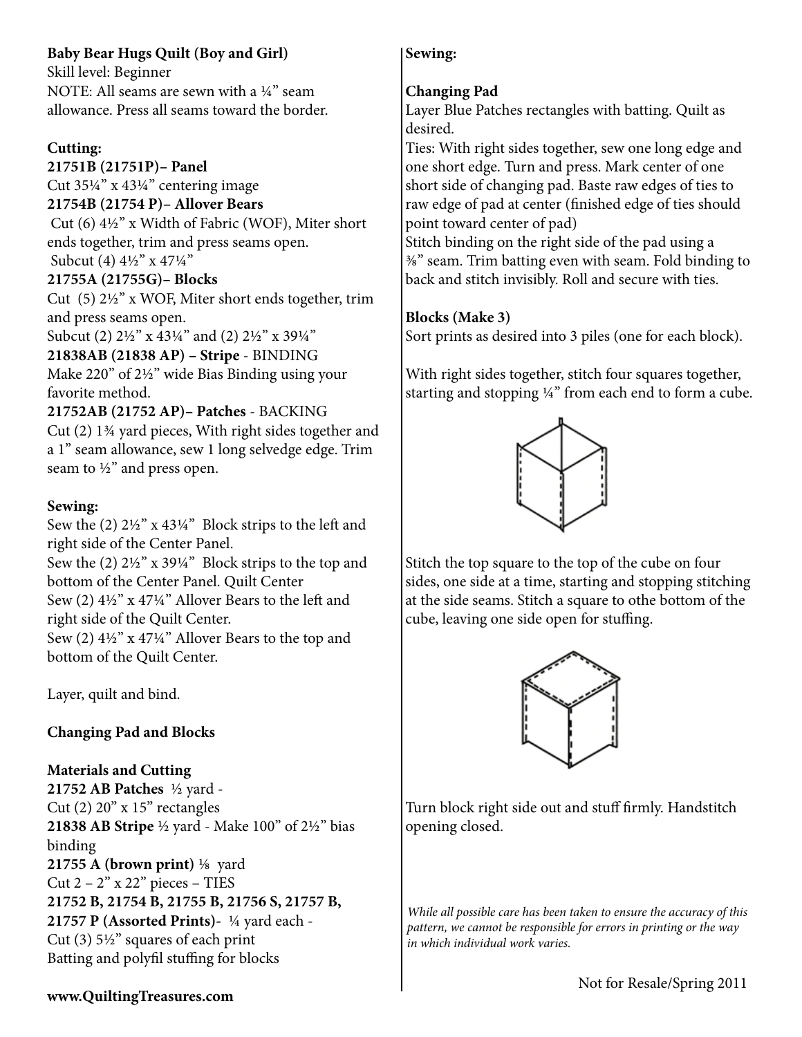**Baby Bear Hugs Quilt (Boy and Girl)**
Skill level: Beginner
NOTE: All seams are sewn with a ¼" seam allowance. Press all seams toward the border.

**Cutting:**

**21751B (21751P)– Panel**
Cut 35¼" x 43¼" centering image

**21754B (21754 P)– Allover Bears**
Cut (6) 4½" x Width of Fabric (WOF), Miter short ends together, trim and press seams open.
Subcut (4) 4½" x 47¼"

**21755A (21755G)– Blocks**
Cut (5) 2½" x WOF, Miter short ends together, trim and press seams open.
Subcut (2) 2½" x 43¼" and (2) 2½" x 39¼"

**21838AB (21838 AP) – Stripe** - BINDING
Make 220" of 2½" wide Bias Binding using your favorite method.

**21752AB (21752 AP)– Patches** - BACKING
Cut (2) 1¾ yard pieces, With right sides together and a 1" seam allowance, sew 1 long selvedge edge. Trim seam to ½" and press open.

**Sewing:**

Sew the (2) 2½" x 43¼" Block strips to the left and right side of the Center Panel.
Sew the (2) 2½" x 39¼" Block strips to the top and bottom of the Center Panel. Quilt Center
Sew (2) 4½" x 47¼" Allover Bears to the left and right side of the Quilt Center.
Sew (2) 4½" x 47¼" Allover Bears to the top and bottom of the Quilt Center.

Layer, quilt and bind.

**Changing Pad and Blocks**

**Materials and Cutting**

**21752 AB Patches** ½ yard -
Cut (2) 20" x 15" rectangles
**21838 AB Stripe** ½ yard - Make 100" of 2½" bias binding
**21755 A (brown print)** ⅛ yard
Cut 2 – 2" x 22" pieces – TIES
**21752 B, 21754 B, 21755 B, 21756 S, 21757 B, 21757 P (Assorted Prints)**- ¼ yard each -
Cut (3) 5½" squares of each print
Batting and polyfil stuffing for blocks

**Sewing:**

**Changing Pad**
Layer Blue Patches rectangles with batting. Quilt as desired.
Ties: With right sides together, sew one long edge and one short edge. Turn and press. Mark center of one short side of changing pad. Baste raw edges of ties to raw edge of pad at center (finished edge of ties should point toward center of pad)
Stitch binding on the right side of the pad using a ⅜" seam. Trim batting even with seam. Fold binding to back and stitch invisibly. Roll and secure with ties.

**Blocks (Make 3)**
Sort prints as desired into 3 piles (one for each block).

With right sides together, stitch four squares together, starting and stopping ¼" from each end to form a cube.

Stitch the top square to the top of the cube on four sides, one side at a time, starting and stopping stitching at the side seams. Stitch a square to othe bottom of the cube, leaving one side open for stuffing.

Turn block right side out and stuff firmly. Handstitch opening closed.

*While all possible care has been taken to ensure the accuracy of this pattern, we cannot be responsible for errors in printing or the way in which individual work varies.*

Not for Resale/Spring 2011

**www.QuiltingTreasures.com**